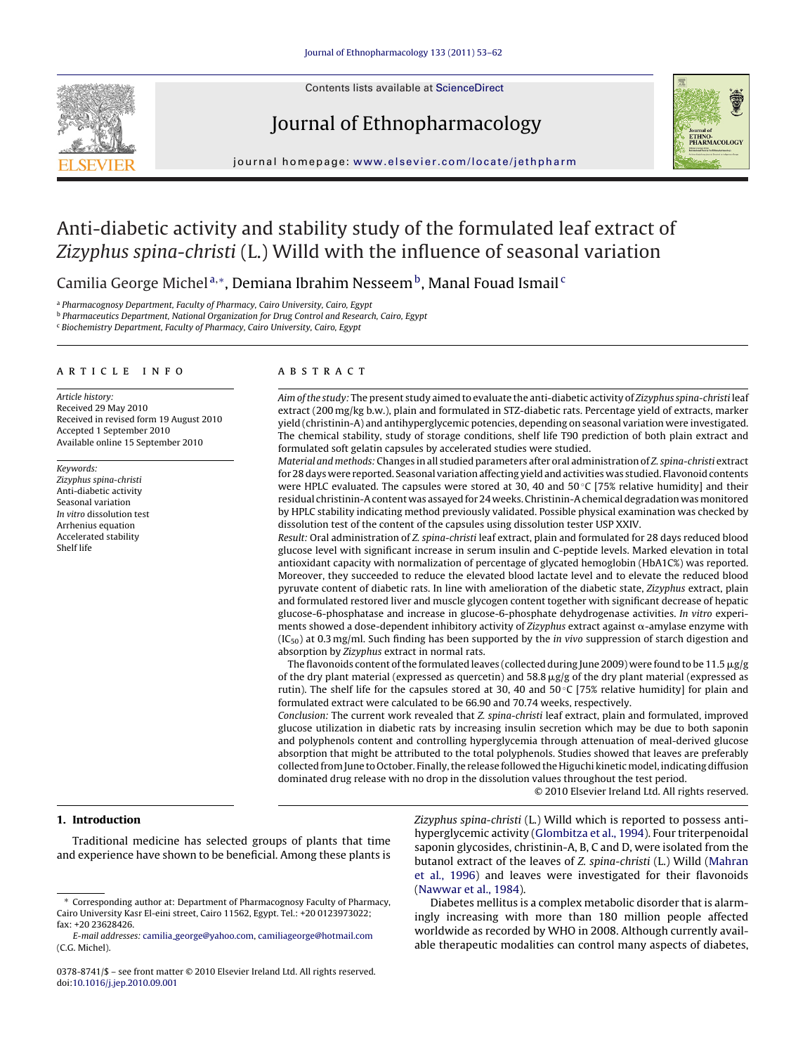# Anti-diabetic activity and stability study of the formulated leaf extract of *Zizyphus spina-christi* (L.) Willd with the influence of seasonal variation

Camilia George Michel[a,*], Demiana Ibrahim Nesseem[b], Manal Fouad Ismail[c]

[a] Pharmacognosy Department, Faculty of Pharmacy, Cairo University, Cairo, Egypt
[b] Pharmaceutics Department, National Organization for Drug Control and Research, Cairo, Egypt
[c] Biochemistry Department, Faculty of Pharmacy, Cairo University, Cairo, Egypt

## ARTICLE INFO

*Article history:*
Received 29 May 2010
Received in revised form 19 August 2010
Accepted 1 September 2010
Available online 15 September 2010

*Keywords:*
*Zizyphus spina-christi*
Anti-diabetic activity
Seasonal variation
*In vitro* dissolution test
Arrhenius equation
Accelerated stability
Shelf life

## ABSTRACT

*Aim of the study:* The present study aimed to evaluate the anti-diabetic activity of *Zizyphus spina-christi* leaf extract (200 mg/kg b.w.), plain and formulated in STZ-diabetic rats. Percentage yield of extracts, marker yield (christinin-A) and antihyperglycemic potencies, depending on seasonal variation were investigated. The chemical stability, study of storage conditions, shelf life T90 prediction of both plain extract and formulated soft gelatin capsules by accelerated studies were studied.

*Material and methods:* Changes in all studied parameters after oral administration of *Z. spina-christi* extract for 28 days were reported. Seasonal variation affecting yield and activities was studied. Flavonoid contents were HPLC evaluated. The capsules were stored at 30, 40 and 50 °C [75% relative humidity] and their residual christinin-A content was assayed for 24 weeks. Christinin-A chemical degradation was monitored by HPLC stability indicating method previously validated. Possible physical examination was checked by dissolution test of the content of the capsules using dissolution tester USP XXIV.

*Result:* Oral administration of *Z. spina-christi* leaf extract, plain and formulated for 28 days reduced blood glucose level with significant increase in serum insulin and C-peptide levels. Marked elevation in total antioxidant capacity with normalization of percentage of glycated hemoglobin (HbA1C%) was reported. Moreover, they succeeded to reduce the elevated blood lactate level and to elevate the reduced blood pyruvate content of diabetic rats. In line with amelioration of the diabetic state, *Zizyphus* extract, plain and formulated restored liver and muscle glycogen content together with significant decrease of hepatic glucose-6-phosphatase and increase in glucose-6-phosphate dehydrogenase activities. *In vitro* experiments showed a dose-dependent inhibitory activity of *Zizyphus* extract against α-amylase enzyme with ($IC_{50}$) at 0.3 mg/ml. Such finding has been supported by the *in vivo* suppression of starch digestion and absorption by *Zizyphus* extract in normal rats.

The flavonoids content of the formulated leaves (collected during June 2009) were found to be 11.5 μg/g of the dry plant material (expressed as quercetin) and 58.8 μg/g of the dry plant material (expressed as rutin). The shelf life for the capsules stored at 30, 40 and 50 °C [75% relative humidity] for plain and formulated extract were calculated to be 66.90 and 70.74 weeks, respectively.

*Conclusion:* The current work revealed that *Z. spina-christi* leaf extract, plain and formulated, improved glucose utilization in diabetic rats by increasing insulin secretion which may be due to both saponin and polyphenols content and controlling hyperglycemia through attenuation of meal-derived glucose absorption that might be attributed to the total polyphenols. Studies showed that leaves are preferably collected from June to October. Finally, the release followed the Higuchi kinetic model, indicating diffusion dominated drug release with no drop in the dissolution values throughout the test period.

© 2010 Elsevier Ireland Ltd. All rights reserved.

## 1. Introduction

Traditional medicine has selected groups of plants that time and experience have shown to be beneficial. Among these plants is *Zizyphus spina-christi* (L.) Willd which is reported to possess anti-hyperglycemic activity (Glombitza et al., 1994). Four triterpenoidal saponin glycosides, christinin-A, B, C and D, were isolated from the butanol extract of the leaves of *Z. spina-christi* (L.) Willd (Mahran et al., 1996) and leaves were investigated for their flavonoids (Nawwar et al., 1984).

Diabetes mellitus is a complex metabolic disorder that is alarmingly increasing with more than 180 million people affected worldwide as recorded by WHO in 2008. Although currently available therapeutic modalities can control many aspects of diabetes,

* Corresponding author at: Department of Pharmacognosy Faculty of Pharmacy, Cairo University Kasr El-eini street, Cairo 11562, Egypt. Tel.: +20 0123973022; fax: +20 23628426.
*E-mail addresses:* camilia_george@yahoo.com, camiliageorge@hotmail.com (C.G. Michel).

0378-8741/$ – see front matter © 2010 Elsevier Ireland Ltd. All rights reserved.
doi:10.1016/j.jep.2010.09.001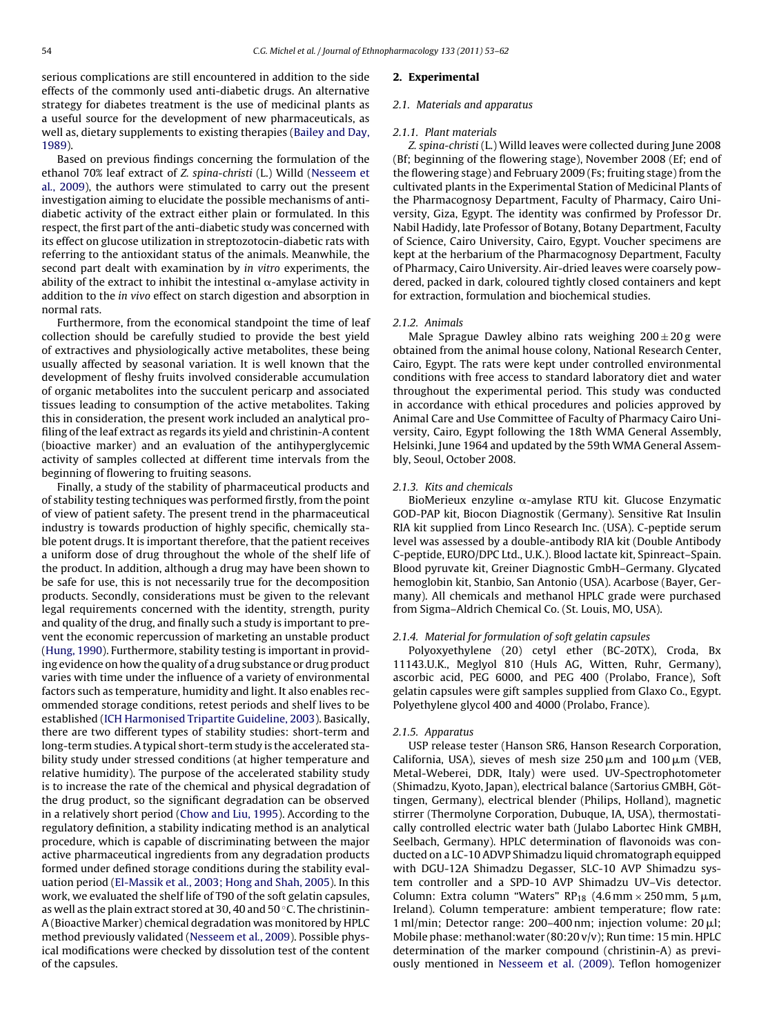serious complications are still encountered in addition to the side effects of the commonly used anti-diabetic drugs. An alternative strategy for diabetes treatment is the use of medicinal plants as a useful source for the development of new pharmaceuticals, as well as, dietary supplements to existing therapies (Bailey and Day, 1989).

Based on previous findings concerning the formulation of the ethanol 70% leaf extract of *Z. spina-christi* (L.) Willd (Nesseem et al., 2009), the authors were stimulated to carry out the present investigation aiming to elucidate the possible mechanisms of anti-diabetic activity of the extract either plain or formulated. In this respect, the first part of the anti-diabetic study was concerned with its effect on glucose utilization in streptozotocin-diabetic rats with referring to the antioxidant status of the animals. Meanwhile, the second part dealt with examination by *in vitro* experiments, the ability of the extract to inhibit the intestinal α-amylase activity in addition to the *in vivo* effect on starch digestion and absorption in normal rats.

Furthermore, from the economical standpoint the time of leaf collection should be carefully studied to provide the best yield of extractives and physiologically active metabolites, these being usually affected by seasonal variation. It is well known that the development of fleshy fruits involved considerable accumulation of organic metabolites into the succulent pericarp and associated tissues leading to consumption of the active metabolites. Taking this in consideration, the present work included an analytical profiling of the leaf extract as regards its yield and christinin-A content (bioactive marker) and an evaluation of the antihyperglycemic activity of samples collected at different time intervals from the beginning of flowering to fruiting seasons.

Finally, a study of the stability of pharmaceutical products and of stability testing techniques was performed firstly, from the point of view of patient safety. The present trend in the pharmaceutical industry is towards production of highly specific, chemically stable potent drugs. It is important therefore, that the patient receives a uniform dose of drug throughout the whole of the shelf life of the product. In addition, although a drug may have been shown to be safe for use, this is not necessarily true for the decomposition products. Secondly, considerations must be given to the relevant legal requirements concerned with the identity, strength, purity and quality of the drug, and finally such a study is important to prevent the economic repercussion of marketing an unstable product (Hung, 1990). Furthermore, stability testing is important in providing evidence on how the quality of a drug substance or drug product varies with time under the influence of a variety of environmental factors such as temperature, humidity and light. It also enables recommended storage conditions, retest periods and shelf lives to be established (ICH Harmonised Tripartite Guideline, 2003). Basically, there are two different types of stability studies: short-term and long-term studies. A typical short-term study is the accelerated stability study under stressed conditions (at higher temperature and relative humidity). The purpose of the accelerated stability study is to increase the rate of the chemical and physical degradation of the drug product, so the significant degradation can be observed in a relatively short period (Chow and Liu, 1995). According to the regulatory definition, a stability indicating method is an analytical procedure, which is capable of discriminating between the major active pharmaceutical ingredients from any degradation products formed under defined storage conditions during the stability evaluation period (El-Massik et al., 2003; Hong and Shah, 2005). In this work, we evaluated the shelf life of T90 of the soft gelatin capsules, as well as the plain extract stored at 30, 40 and 50 °C. The christinin-A (Bioactive Marker) chemical degradation was monitored by HPLC method previously validated (Nesseem et al., 2009). Possible physical modifications were checked by dissolution test of the content of the capsules.

## 2. Experimental

### 2.1. Materials and apparatus

#### 2.1.1. Plant materials

*Z. spina-christi* (L.) Willd leaves were collected during June 2008 (Bf; beginning of the flowering stage), November 2008 (Ef; end of the flowering stage) and February 2009 (Fs; fruiting stage) from the cultivated plants in the Experimental Station of Medicinal Plants of the Pharmacognosy Department, Faculty of Pharmacy, Cairo University, Giza, Egypt. The identity was confirmed by Professor Dr. Nabil Hadidy, late Professor of Botany, Botany Department, Faculty of Science, Cairo University, Cairo, Egypt. Voucher specimens are kept at the herbarium of the Pharmacognosy Department, Faculty of Pharmacy, Cairo University. Air-dried leaves were coarsely powdered, packed in dark, coloured tightly closed containers and kept for extraction, formulation and biochemical studies.

#### 2.1.2. Animals

Male Sprague Dawley albino rats weighing 200 ± 20 g were obtained from the animal house colony, National Research Center, Cairo, Egypt. The rats were kept under controlled environmental conditions with free access to standard laboratory diet and water throughout the experimental period. This study was conducted in accordance with ethical procedures and policies approved by Animal Care and Use Committee of Faculty of Pharmacy Cairo University, Cairo, Egypt following the 18th WMA General Assembly, Helsinki, June 1964 and updated by the 59th WMA General Assembly, Seoul, October 2008.

#### 2.1.3. Kits and chemicals

BioMerieux enzyline α-amylase RTU kit. Glucose Enzymatic GOD-PAP kit, Biocon Diagnostik (Germany). Sensitive Rat Insulin RIA kit supplied from Linco Research Inc. (USA). C-peptide serum level was assessed by a double-antibody RIA kit (Double Antibody C-peptide, EURO/DPC Ltd., U.K.). Blood lactate kit, Spinreact–Spain. Blood pyruvate kit, Greiner Diagnostic GmbH–Germany. Glycated hemoglobin kit, Stanbio, San Antonio (USA). Acarbose (Bayer, Germany). All chemicals and methanol HPLC grade were purchased from Sigma–Aldrich Chemical Co. (St. Louis, MO, USA).

#### 2.1.4. Material for formulation of soft gelatin capsules

Polyoxyethylene (20) cetyl ether (BC-20TX), Croda, Bx 11143.U.K., Meglyol 810 (Huls AG, Witten, Ruhr, Germany), ascorbic acid, PEG 6000, and PEG 400 (Prolabo, France), Soft gelatin capsules were gift samples supplied from Glaxo Co., Egypt. Polyethylene glycol 400 and 4000 (Prolabo, France).

#### 2.1.5. Apparatus

USP release tester (Hanson SR6, Hanson Research Corporation, California, USA), sieves of mesh size 250 μm and 100 μm (VEB, Metal-Weberei, DDR, Italy) were used. UV-Spectrophotometer (Shimadzu, Kyoto, Japan), electrical balance (Sartorius GMBH, Göttingen, Germany), electrical blender (Philips, Holland), magnetic stirrer (Thermolyne Corporation, Dubuque, IA, USA), thermostatically controlled electric water bath (Julabo Labortec Hink GMBH, Seelbach, Germany). HPLC determination of flavonoids was conducted on a LC-10 ADVP Shimadzu liquid chromatograph equipped with DGU-12A Shimadzu Degasser, SLC-10 AVP Shimadzu system controller and a SPD-10 AVP Shimadzu UV–Vis detector. Column: Extra column "Waters" $RP_{18}$ (4.6 mm × 250 mm, 5 μm, Ireland). Column temperature: ambient temperature; flow rate: 1 ml/min; Detector range: 200–400 nm; injection volume: 20 μl; Mobile phase: methanol:water (80:20 v/v); Run time: 15 min. HPLC determination of the marker compound (christinin-A) as previously mentioned in Nesseem et al. (2009). Teflon homogenizer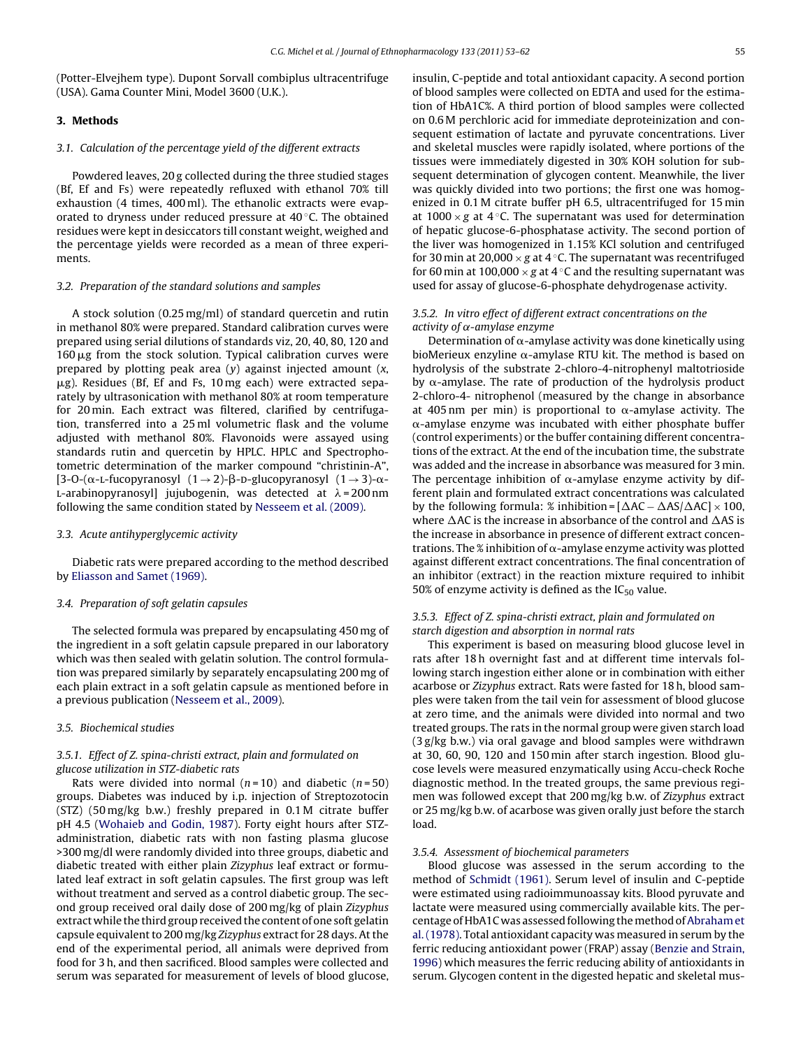(Potter-Elvejhem type). Dupont Sorvall combiplus ultracentrifuge (USA). Gama Counter Mini, Model 3600 (U.K.).

## 3. Methods

### 3.1. Calculation of the percentage yield of the different extracts

Powdered leaves, 20 g collected during the three studied stages (Bf, Ef and Fs) were repeatedly refluxed with ethanol 70% till exhaustion (4 times, 400 ml). The ethanolic extracts were evaporated to dryness under reduced pressure at 40 °C. The obtained residues were kept in desiccators till constant weight, weighed and the percentage yields were recorded as a mean of three experiments.

### 3.2. Preparation of the standard solutions and samples

A stock solution (0.25 mg/ml) of standard quercetin and rutin in methanol 80% were prepared. Standard calibration curves were prepared using serial dilutions of standards viz, 20, 40, 80, 120 and 160 μg from the stock solution. Typical calibration curves were prepared by plotting peak area ($y$) against injected amount ($x$, μg). Residues (Bf, Ef and Fs, 10 mg each) were extracted separately by ultrasonication with methanol 80% at room temperature for 20 min. Each extract was filtered, clarified by centrifugation, transferred into a 25 ml volumetric flask and the volume adjusted with methanol 80%. Flavonoids were assayed using standards rutin and quercetin by HPLC. HPLC and Spectrophotometric determination of the marker compound "christinin-A", [3-O-(α-L-fucopyranosyl (1 → 2)-β-D-glucopyranosyl (1 → 3)-α-L-arabinopyranosyl] jujubogenin, was detected at λ = 200 nm following the same condition stated by Nesseem et al. (2009).

### 3.3. Acute antihyperglycemic activity

Diabetic rats were prepared according to the method described by Eliasson and Samet (1969).

### 3.4. Preparation of soft gelatin capsules

The selected formula was prepared by encapsulating 450 mg of the ingredient in a soft gelatin capsule prepared in our laboratory which was then sealed with gelatin solution. The control formulation was prepared similarly by separately encapsulating 200 mg of each plain extract in a soft gelatin capsule as mentioned before in a previous publication (Nesseem et al., 2009).

### 3.5. Biochemical studies

#### 3.5.1. Effect of Z. spina-christi extract, plain and formulated on glucose utilization in STZ-diabetic rats

Rats were divided into normal ($n$ = 10) and diabetic ($n$ = 50) groups. Diabetes was induced by i.p. injection of Streptozotocin (STZ) (50 mg/kg b.w.) freshly prepared in 0.1 M citrate buffer pH 4.5 (Wohaieb and Godin, 1987). Forty eight hours after STZ-administration, diabetic rats with non fasting plasma glucose >300 mg/dl were randomly divided into three groups, diabetic and diabetic treated with either plain *Zizyphus* leaf extract or formulated leaf extract in soft gelatin capsules. The first group was left without treatment and served as a control diabetic group. The second group received oral daily dose of 200 mg/kg of plain *Zizyphus* extract while the third group received the content of one soft gelatin capsule equivalent to 200 mg/kg *Zizyphus* extract for 28 days. At the end of the experimental period, all animals were deprived from food for 3 h, and then sacrificed. Blood samples were collected and serum was separated for measurement of levels of blood glucose, insulin, C-peptide and total antioxidant capacity. A second portion of blood samples were collected on EDTA and used for the estimation of HbA1C%. A third portion of blood samples were collected on 0.6 M perchloric acid for immediate deproteinization and consequent estimation of lactate and pyruvate concentrations. Liver and skeletal muscles were rapidly isolated, where portions of the tissues were immediately digested in 30% KOH solution for subsequent determination of glycogen content. Meanwhile, the liver was quickly divided into two portions; the first one was homogenized in 0.1 M citrate buffer pH 6.5, ultracentrifuged for 15 min at 1000 × $g$ at 4 °C. The supernatant was used for determination of hepatic glucose-6-phosphatase activity. The second portion of the liver was homogenized in 1.15% KCl solution and centrifuged for 30 min at 20,000 × $g$ at 4 °C. The supernatant was recentrifuged for 60 min at 100,000 × $g$ at 4 °C and the resulting supernatant was used for assay of glucose-6-phosphate dehydrogenase activity.

#### 3.5.2. In vitro effect of different extract concentrations on the activity of α-amylase enzyme

Determination of α-amylase activity was done kinetically using bioMerieux enzyline α-amylase RTU kit. The method is based on hydrolysis of the substrate 2-chloro-4-nitrophenyl maltotrioside by α-amylase. The rate of production of the hydrolysis product 2-chloro-4- nitrophenol (measured by the change in absorbance at 405 nm per min) is proportional to α-amylase activity. The α-amylase enzyme was incubated with either phosphate buffer (control experiments) or the buffer containing different concentrations of the extract. At the end of the incubation time, the substrate was added and the increase in absorbance was measured for 3 min. The percentage inhibition of α-amylase enzyme activity by different plain and formulated extract concentrations was calculated by the following formula: % inhibition = $[\Delta AC - \Delta AS/\Delta AC] \times 100$, where $\Delta AC$ is the increase in absorbance of the control and $\Delta AS$ is the increase in absorbance in presence of different extract concentrations. The % inhibition of α-amylase enzyme activity was plotted against different extract concentrations. The final concentration of an inhibitor (extract) in the reaction mixture required to inhibit 50% of enzyme activity is defined as the $IC_{50}$ value.

#### 3.5.3. Effect of Z. spina-christi extract, plain and formulated on starch digestion and absorption in normal rats

This experiment is based on measuring blood glucose level in rats after 18 h overnight fast and at different time intervals following starch ingestion either alone or in combination with either acarbose or *Zizyphus* extract. Rats were fasted for 18 h, blood samples were taken from the tail vein for assessment of blood glucose at zero time, and the animals were divided into normal and two treated groups. The rats in the normal group were given starch load (3 g/kg b.w.) via oral gavage and blood samples were withdrawn at 30, 60, 90, 120 and 150 min after starch ingestion. Blood glucose levels were measured enzymatically using Accu-check Roche diagnostic method. In the treated groups, the same previous regimen was followed except that 200 mg/kg b.w. of *Zizyphus* extract or 25 mg/kg b.w. of acarbose was given orally just before the starch load.

#### 3.5.4. Assessment of biochemical parameters

Blood glucose was assessed in the serum according to the method of Schmidt (1961). Serum level of insulin and C-peptide were estimated using radioimmunoassay kits. Blood pyruvate and lactate were measured using commercially available kits. The percentage of HbA1C was assessed following the method of Abraham et al. (1978). Total antioxidant capacity was measured in serum by the ferric reducing antioxidant power (FRAP) assay (Benzie and Strain, 1996) which measures the ferric reducing ability of antioxidants in serum. Glycogen content in the digested hepatic and skeletal mus-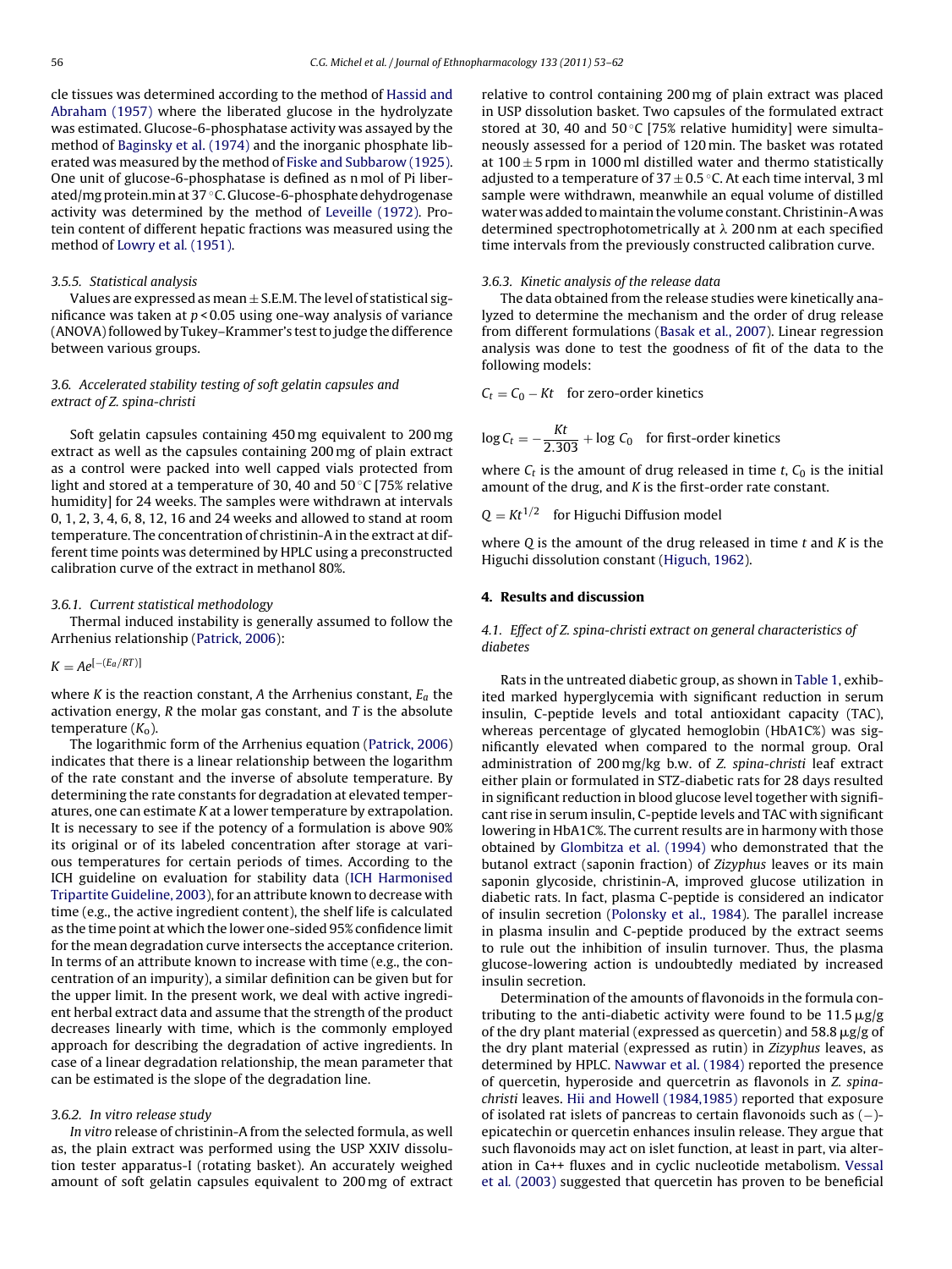cle tissues was determined according to the method of Hassid and Abraham (1957) where the liberated glucose in the hydrolyzate was estimated. Glucose-6-phosphatase activity was assayed by the method of Baginsky et al. (1974) and the inorganic phosphate liberated was measured by the method of Fiske and Subbarow (1925). One unit of glucose-6-phosphatase is defined as n mol of Pi liberated/mg protein.min at 37 °C. Glucose-6-phosphate dehydrogenase activity was determined by the method of Leveille (1972). Protein content of different hepatic fractions was measured using the method of Lowry et al. (1951).

#### 3.5.5. Statistical analysis

Values are expressed as mean ± S.E.M. The level of statistical significance was taken at $p < 0.05$ using one-way analysis of variance (ANOVA) followed by Tukey–Krammer's test to judge the difference between various groups.

### 3.6. Accelerated stability testing of soft gelatin capsules and extract of *Z. spina-christi*

Soft gelatin capsules containing 450 mg equivalent to 200 mg extract as well as the capsules containing 200 mg of plain extract as a control were packed into well capped vials protected from light and stored at a temperature of 30, 40 and 50 °C [75% relative humidity] for 24 weeks. The samples were withdrawn at intervals 0, 1, 2, 3, 4, 6, 8, 12, 16 and 24 weeks and allowed to stand at room temperature. The concentration of christinin-A in the extract at different time points was determined by HPLC using a preconstructed calibration curve of the extract in methanol 80%.

#### 3.6.1. Current statistical methodology

Thermal induced instability is generally assumed to follow the Arrhenius relationship (Patrick, 2006):

$$K = Ae^{[-(E_a/RT)]}$$

where $K$ is the reaction constant, $A$ the Arrhenius constant, $E_a$ the activation energy, $R$ the molar gas constant, and $T$ is the absolute temperature ($K_o$).

The logarithmic form of the Arrhenius equation (Patrick, 2006) indicates that there is a linear relationship between the logarithm of the rate constant and the inverse of absolute temperature. By determining the rate constants for degradation at elevated temperatures, one can estimate $K$ at a lower temperature by extrapolation. It is necessary to see if the potency of a formulation is above 90% its original or of its labeled concentration after storage at various temperatures for certain periods of times. According to the ICH guideline on evaluation for stability data (ICH Harmonised Tripartite Guideline, 2003), for an attribute known to decrease with time (e.g., the active ingredient content), the shelf life is calculated as the time point at which the lower one-sided 95% confidence limit for the mean degradation curve intersects the acceptance criterion. In terms of an attribute known to increase with time (e.g., the concentration of an impurity), a similar definition can be given but for the upper limit. In the present work, we deal with active ingredient herbal extract data and assume that the strength of the product decreases linearly with time, which is the commonly employed approach for describing the degradation of active ingredients. In case of a linear degradation relationship, the mean parameter that can be estimated is the slope of the degradation line.

#### 3.6.2. In vitro release study

*In vitro* release of christinin-A from the selected formula, as well as, the plain extract was performed using the USP XXIV dissolution tester apparatus-I (rotating basket). An accurately weighed amount of soft gelatin capsules equivalent to 200 mg of extract relative to control containing 200 mg of plain extract was placed in USP dissolution basket. Two capsules of the formulated extract stored at 30, 40 and 50 °C [75% relative humidity] were simultaneously assessed for a period of 120 min. The basket was rotated at 100 ± 5 rpm in 1000 ml distilled water and thermo statistically adjusted to a temperature of 37 ± 0.5 °C. At each time interval, 3 ml sample were withdrawn, meanwhile an equal volume of distilled water was added to maintain the volume constant. Christinin-A was determined spectrophotometrically at λ 200 nm at each specified time intervals from the previously constructed calibration curve.

#### 3.6.3. Kinetic analysis of the release data

The data obtained from the release studies were kinetically analyzed to determine the mechanism and the order of drug release from different formulations (Basak et al., 2007). Linear regression analysis was done to test the goodness of fit of the data to the following models:

$$C_t = C_0 - Kt \quad \text{for zero-order kinetics}$$

$$\log C_t = -\frac{Kt}{2.303} + \log C_0 \quad \text{for first-order kinetics}$$

where $C_t$ is the amount of drug released in time $t$, $C_0$ is the initial amount of the drug, and $K$ is the first-order rate constant.

$$Q = Kt^{1/2} \quad \text{for Higuchi Diffusion model}$$

where $Q$ is the amount of the drug released in time $t$ and $K$ is the Higuchi dissolution constant (Higuch, 1962).

## 4. Results and discussion

### 4.1. Effect of *Z. spina-christi* extract on general characteristics of diabetes

Rats in the untreated diabetic group, as shown in Table 1, exhibited marked hyperglycemia with significant reduction in serum insulin, C-peptide levels and total antioxidant capacity (TAC), whereas percentage of glycated hemoglobin (HbA1C%) was significantly elevated when compared to the normal group. Oral administration of 200 mg/kg b.w. of *Z. spina-christi* leaf extract either plain or formulated in STZ-diabetic rats for 28 days resulted in significant reduction in blood glucose level together with significant rise in serum insulin, C-peptide levels and TAC with significant lowering in HbA1C%. The current results are in harmony with those obtained by Glombitza et al. (1994) who demonstrated that the butanol extract (saponin fraction) of *Zizyphus* leaves or its main saponin glycoside, christinin-A, improved glucose utilization in diabetic rats. In fact, plasma C-peptide is considered an indicator of insulin secretion (Polonsky et al., 1984). The parallel increase in plasma insulin and C-peptide produced by the extract seems to rule out the inhibition of insulin turnover. Thus, the plasma glucose-lowering action is undoubtedly mediated by increased insulin secretion.

Determination of the amounts of flavonoids in the formula contributing to the anti-diabetic activity were found to be 11.5 μg/g of the dry plant material (expressed as quercetin) and 58.8 μg/g of the dry plant material (expressed as rutin) in *Zizyphus* leaves, as determined by HPLC. Nawwar et al. (1984) reported the presence of quercetin, hyperoside and quercetrin as flavonols in *Z. spina-christi* leaves. Hii and Howell (1984,1985) reported that exposure of isolated rat islets of pancreas to certain flavonoids such as (−)-epicatechin or quercetin enhances insulin release. They argue that such flavonoids may act on islet function, at least in part, via alteration in Ca++ fluxes and in cyclic nucleotide metabolism. Vessal et al. (2003) suggested that quercetin has proven to be beneficial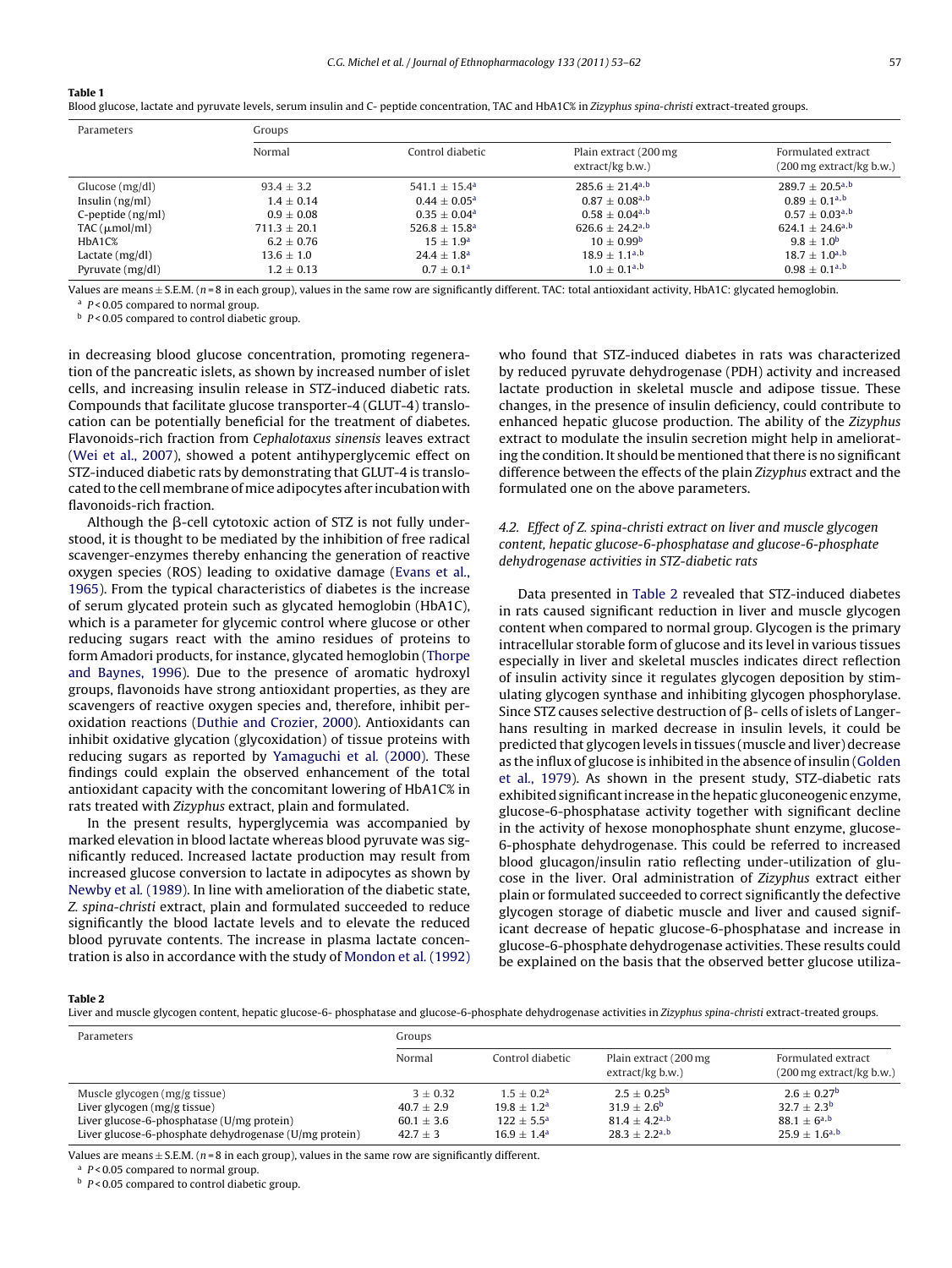**Table 1**
Blood glucose, lactate and pyruvate levels, serum insulin and C- peptide concentration, TAC and HbA1C% in *Zizyphus spina-christi* extract-treated groups.

| Parameters | Groups | | | |
|---|---|---|---|---|
| | Normal | Control diabetic | Plain extract (200 mg extract/kg b.w.) | Formulated extract (200 mg extract/kg b.w.) |
| Glucose (mg/dl) | 93.4 ± 3.2 | 541.1 ± 15.4[a] | 285.6 ± 21.4[a,b] | 289.7 ± 20.5[a,b] |
| Insulin (ng/ml) | 1.4 ± 0.14 | 0.44 ± 0.05[a] | 0.87 ± 0.08[a,b] | 0.89 ± 0.1[a,b] |
| C-peptide (ng/ml) | 0.9 ± 0.08 | 0.35 ± 0.04[a] | 0.58 ± 0.04[a,b] | 0.57 ± 0.03[a,b] |
| TAC (μmol/ml) | 711.3 ± 20.1 | 526.8 ± 15.8[a] | 626.6 ± 24.2[a,b] | 624.1 ± 24.6[a,b] |
| HbA1C% | 6.2 ± 0.76 | 15 ± 1.9[a] | 10 ± 0.99[b] | 9.8 ± 1.0[b] |
| Lactate (mg/dl) | 13.6 ± 1.0 | 24.4 ± 1.8[a] | 18.9 ± 1.1[a,b] | 18.7 ± 1.0[a,b] |
| Pyruvate (mg/dl) | 1.2 ± 0.13 | 0.7 ± 0.1[a] | 1.0 ± 0.1[a,b] | 0.98 ± 0.1[a,b] |

Values are means ± S.E.M. ($n = 8$ in each group), values in the same row are significantly different. TAC: total antioxidant activity, HbA1C: glycated hemoglobin.
[a] $P < 0.05$ compared to normal group.
[b] $P < 0.05$ compared to control diabetic group.

in decreasing blood glucose concentration, promoting regeneration of the pancreatic islets, as shown by increased number of islet cells, and increasing insulin release in STZ-induced diabetic rats. Compounds that facilitate glucose transporter-4 (GLUT-4) translocation can be potentially beneficial for the treatment of diabetes. Flavonoids-rich fraction from *Cephalotaxus sinensis* leaves extract (Wei et al., 2007), showed a potent antihyperglycemic effect on STZ-induced diabetic rats by demonstrating that GLUT-4 is translocated to the cell membrane of mice adipocytes after incubation with flavonoids-rich fraction.

Although the β-cell cytotoxic action of STZ is not fully understood, it is thought to be mediated by the inhibition of free radical scavenger-enzymes thereby enhancing the generation of reactive oxygen species (ROS) leading to oxidative damage (Evans et al., 1965). From the typical characteristics of diabetes is the increase of serum glycated protein such as glycated hemoglobin (HbA1C), which is a parameter for glycemic control where glucose or other reducing sugars react with the amino residues of proteins to form Amadori products, for instance, glycated hemoglobin (Thorpe and Baynes, 1996). Due to the presence of aromatic hydroxyl groups, flavonoids have strong antioxidant properties, as they are scavengers of reactive oxygen species and, therefore, inhibit peroxidation reactions (Duthie and Crozier, 2000). Antioxidants can inhibit oxidative glycation (glycoxidation) of tissue proteins with reducing sugars as reported by Yamaguchi et al. (2000). These findings could explain the observed enhancement of the total antioxidant capacity with the concomitant lowering of HbA1C% in rats treated with *Zizyphus* extract, plain and formulated.

In the present results, hyperglycemia was accompanied by marked elevation in blood lactate whereas blood pyruvate was significantly reduced. Increased lactate production may result from increased glucose conversion to lactate in adipocytes as shown by Newby et al. (1989). In line with amelioration of the diabetic state, *Z. spina-christi* extract, plain and formulated succeeded to reduce significantly the blood lactate levels and to elevate the reduced blood pyruvate contents. The increase in plasma lactate concentration is also in accordance with the study of Mondon et al. (1992) who found that STZ-induced diabetes in rats was characterized by reduced pyruvate dehydrogenase (PDH) activity and increased lactate production in skeletal muscle and adipose tissue. These changes, in the presence of insulin deficiency, could contribute to enhanced hepatic glucose production. The ability of the *Zizyphus* extract to modulate the insulin secretion might help in ameliorating the condition. It should be mentioned that there is no significant difference between the effects of the plain *Zizyphus* extract and the formulated one on the above parameters.

### 4.2. Effect of *Z. spina-christi* extract on liver and muscle glycogen content, hepatic glucose-6-phosphatase and glucose-6-phosphate dehydrogenase activities in STZ-diabetic rats

Data presented in Table 2 revealed that STZ-induced diabetes in rats caused significant reduction in liver and muscle glycogen content when compared to normal group. Glycogen is the primary intracellular storable form of glucose and its level in various tissues especially in liver and skeletal muscles indicates direct reflection of insulin activity since it regulates glycogen deposition by stimulating glycogen synthase and inhibiting glycogen phosphorylase. Since STZ causes selective destruction of β- cells of islets of Langerhans resulting in marked decrease in insulin levels, it could be predicted that glycogen levels in tissues (muscle and liver) decrease as the influx of glucose is inhibited in the absence of insulin (Golden et al., 1979). As shown in the present study, STZ-diabetic rats exhibited significant increase in the hepatic gluconeogenic enzyme, glucose-6-phosphatase activity together with significant decline in the activity of hexose monophosphate shunt enzyme, glucose-6-phosphate dehydrogenase. This could be referred to increased blood glucagon/insulin ratio reflecting under-utilization of glucose in the liver. Oral administration of *Zizyphus* extract either plain or formulated succeeded to correct significantly the defective glycogen storage of diabetic muscle and liver and caused significant decrease of hepatic glucose-6-phosphatase and increase in glucose-6-phosphate dehydrogenase activities. These results could be explained on the basis that the observed better glucose utiliza-

**Table 2**
Liver and muscle glycogen content, hepatic glucose-6- phosphatase and glucose-6-phosphate dehydrogenase activities in *Zizyphus spina-christi* extract-treated groups.

| Parameters | Groups | | | |
|---|---|---|---|---|
| | Normal | Control diabetic | Plain extract (200 mg extract/kg b.w.) | Formulated extract (200 mg extract/kg b.w.) |
| Muscle glycogen (mg/g tissue) | 3 ± 0.32 | 1.5 ± 0.2[a] | 2.5 ± 0.25[b] | 2.6 ± 0.27[b] |
| Liver glycogen (mg/g tissue) | 40.7 ± 2.9 | 19.8 ± 1.2[a] | 31.9 ± 2.6[b] | 32.7 ± 2.3[b] |
| Liver glucose-6-phosphatase (U/mg protein) | 60.1 ± 3.6 | 122 ± 5.5[a] | 81.4 ± 4.2[a,b] | 88.1 ± 6[a,b] |
| Liver glucose-6-phosphate dehydrogenase (U/mg protein) | 42.7 ± 3 | 16.9 ± 1.4[a] | 28.3 ± 2.2[a,b] | 25.9 ± 1.6[a,b] |

Values are means ± S.E.M. ($n = 8$ in each group), values in the same row are significantly different.
[a] $P < 0.05$ compared to normal group.
[b] $P < 0.05$ compared to control diabetic group.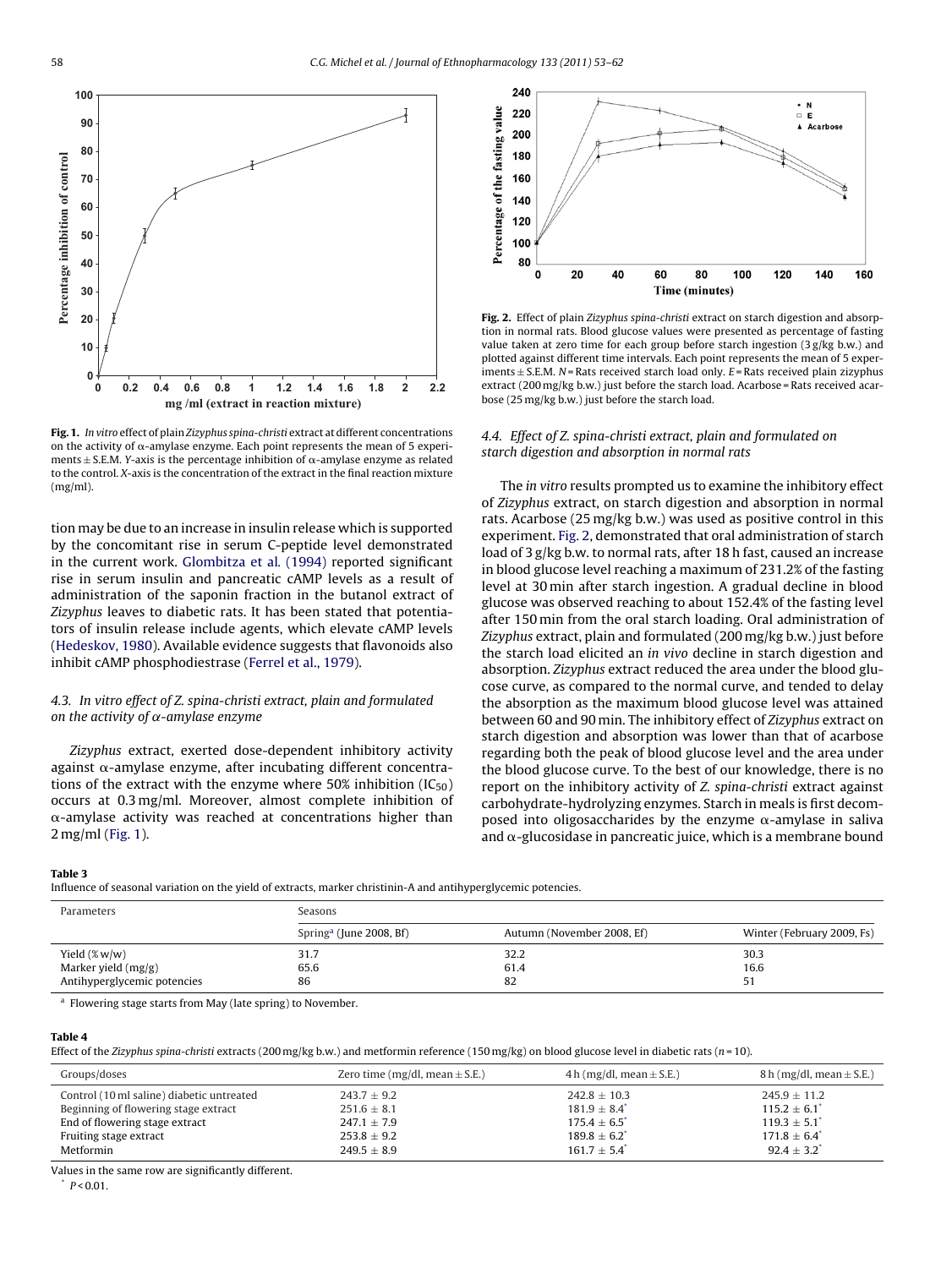**Fig. 1.** *In vitro* effect of plain *Zizyphus spina-christi* extract at different concentrations on the activity of α-amylase enzyme. Each point represents the mean of 5 experiments ± S.E.M. *Y*-axis is the percentage inhibition of α-amylase enzyme as related to the control. *X*-axis is the concentration of the extract in the final reaction mixture (mg/ml).

tion may be due to an increase in insulin release which is supported by the concomitant rise in serum C-peptide level demonstrated in the current work. Glombitza et al. (1994) reported significant rise in serum insulin and pancreatic cAMP levels as a result of administration of the saponin fraction in the butanol extract of *Zizyphus* leaves to diabetic rats. It has been stated that potentiators of insulin release include agents, which elevate cAMP levels (Hedeskov, 1980). Available evidence suggests that flavonoids also inhibit cAMP phosphodiestrase (Ferrel et al., 1979).

### 4.3. In vitro effect of Z. spina-christi extract, plain and formulated on the activity of α-amylase enzyme

*Zizyphus* extract, exerted dose-dependent inhibitory activity against α-amylase enzyme, after incubating different concentrations of the extract with the enzyme where 50% inhibition ($IC_{50}$) occurs at 0.3 mg/ml. Moreover, almost complete inhibition of α-amylase activity was reached at concentrations higher than 2 mg/ml (Fig. 1).

**Fig. 2.** Effect of plain *Zizyphus spina-christi* extract on starch digestion and absorption in normal rats. Blood glucose values were presented as percentage of fasting value taken at zero time for each group before starch ingestion (3 g/kg b.w.) and plotted against different time intervals. Each point represents the mean of 5 experiments ± S.E.M. *N* = Rats received starch load only. *E* = Rats received plain zizyphus extract (200 mg/kg b.w.) just before the starch load. Acarbose = Rats received acarbose (25 mg/kg b.w.) just before the starch load.

### 4.4. Effect of Z. spina-christi extract, plain and formulated on starch digestion and absorption in normal rats

The *in vitro* results prompted us to examine the inhibitory effect of *Zizyphus* extract, on starch digestion and absorption in normal rats. Acarbose (25 mg/kg b.w.) was used as positive control in this experiment. Fig. 2, demonstrated that oral administration of starch load of 3 g/kg b.w. to normal rats, after 18 h fast, caused an increase in blood glucose level reaching a maximum of 231.2% of the fasting level at 30 min after starch ingestion. A gradual decline in blood glucose was observed reaching to about 152.4% of the fasting level after 150 min from the oral starch loading. Oral administration of *Zizyphus* extract, plain and formulated (200 mg/kg b.w.) just before the starch load elicited an *in vivo* decline in starch digestion and absorption. *Zizyphus* extract reduced the area under the blood glucose curve, as compared to the normal curve, and tended to delay the absorption as the maximum blood glucose level was attained between 60 and 90 min. The inhibitory effect of *Zizyphus* extract on starch digestion and absorption was lower than that of acarbose regarding both the peak of blood glucose level and the area under the blood glucose curve. To the best of our knowledge, there is no report on the inhibitory activity of *Z. spina-christi* extract against carbohydrate-hydrolyzing enzymes. Starch in meals is first decomposed into oligosaccharides by the enzyme α-amylase in saliva and α-glucosidase in pancreatic juice, which is a membrane bound

**Table 3**
Influence of seasonal variation on the yield of extracts, marker christinin-A and antihyperglycemic potencies.

| Parameters | Seasons | | |
|---|---|---|---|
| | Spring[a] (June 2008, Bf) | Autumn (November 2008, Ef) | Winter (February 2009, Fs) |
| Yield (% w/w) | 31.7 | 32.2 | 30.3 |
| Marker yield (mg/g) | 65.6 | 61.4 | 16.6 |
| Antihyperglycemic potencies | 86 | 82 | 51 |

[a] Flowering stage starts from May (late spring) to November.

**Table 4**
Effect of the *Zizyphus spina-christi* extracts (200 mg/kg b.w.) and metformin reference (150 mg/kg) on blood glucose level in diabetic rats ($n$ = 10).

| Groups/doses | Zero time (mg/dl, mean ± S.E.) | 4 h (mg/dl, mean ± S.E.) | 8 h (mg/dl, mean ± S.E.) |
|---|---|---|---|
| Control (10 ml saline) diabetic untreated | 243.7 ± 9.2 | 242.8 ± 10.3 | 245.9 ± 11.2 |
| Beginning of flowering stage extract | 251.6 ± 8.1 | 181.9 ± 8.4* | 115.2 ± 6.1* |
| End of flowering stage extract | 247.1 ± 7.9 | 175.4 ± 6.5* | 119.3 ± 5.1* |
| Fruiting stage extract | 253.8 ± 9.2 | 189.8 ± 6.2* | 171.8 ± 6.4* |
| Metformin | 249.5 ± 8.9 | 161.7 ± 5.4* | 92.4 ± 3.2* |

Values in the same row are significantly different.
* $P < 0.01$.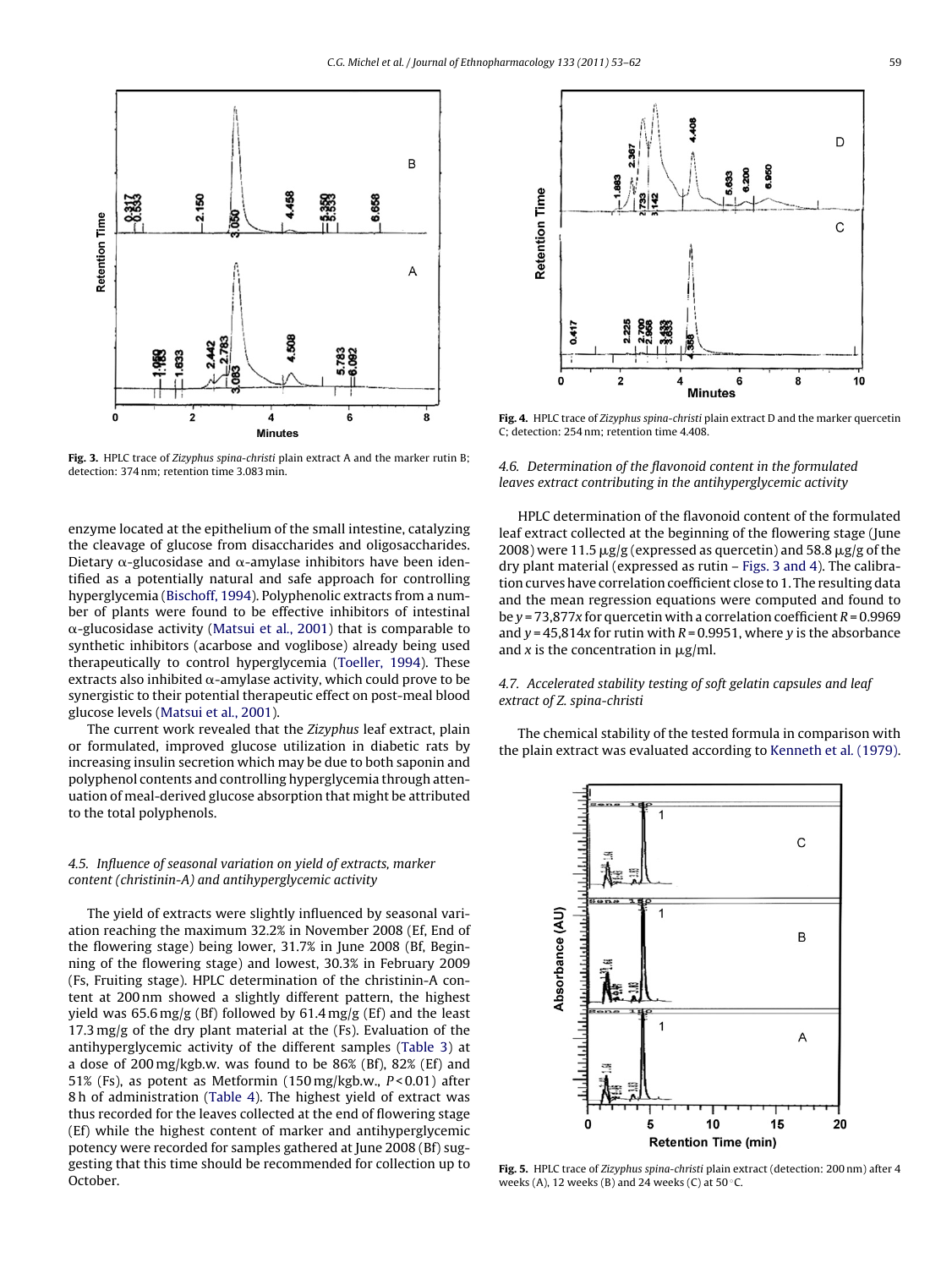Fig. 3. HPLC trace of *Zizyphus spina-christi* plain extract A and the marker rutin B; detection: 374 nm; retention time 3.083 min.

Fig. 4. HPLC trace of *Zizyphus spina-christi* plain extract D and the marker quercetin C; detection: 254 nm; retention time 4.408.

enzyme located at the epithelium of the small intestine, catalyzing the cleavage of glucose from disaccharides and oligosaccharides. Dietary α-glucosidase and α-amylase inhibitors have been identified as a potentially natural and safe approach for controlling hyperglycemia (Bischoff, 1994). Polyphenolic extracts from a number of plants were found to be effective inhibitors of intestinal α-glucosidase activity (Matsui et al., 2001) that is comparable to synthetic inhibitors (acarbose and voglibose) already being used therapeutically to control hyperglycemia (Toeller, 1994). These extracts also inhibited α-amylase activity, which could prove to be synergistic to their potential therapeutic effect on post-meal blood glucose levels (Matsui et al., 2001).

The current work revealed that the *Zizyphus* leaf extract, plain or formulated, improved glucose utilization in diabetic rats by increasing insulin secretion which may be due to both saponin and polyphenol contents and controlling hyperglycemia through attenuation of meal-derived glucose absorption that might be attributed to the total polyphenols.

### 4.5. Influence of seasonal variation on yield of extracts, marker content (christinin-A) and antihyperglycemic activity

The yield of extracts were slightly influenced by seasonal variation reaching the maximum 32.2% in November 2008 (Ef, End of the flowering stage) being lower, 31.7% in June 2008 (Bf, Beginning of the flowering stage) and lowest, 30.3% in February 2009 (Fs, Fruiting stage). HPLC determination of the christinin-A content at 200 nm showed a slightly different pattern, the highest yield was 65.6 mg/g (Bf) followed by 61.4 mg/g (Ef) and the least 17.3 mg/g of the dry plant material at the (Fs). Evaluation of the antihyperglycemic activity of the different samples (Table 3) at a dose of 200 mg/kgb.w. was found to be 86% (Bf), 82% (Ef) and 51% (Fs), as potent as Metformin (150 mg/kgb.w., $P < 0.01$) after 8 h of administration (Table 4). The highest yield of extract was thus recorded for the leaves collected at the end of flowering stage (Ef) while the highest content of marker and antihyperglycemic potency were recorded for samples gathered at June 2008 (Bf) suggesting that this time should be recommended for collection up to October.

### 4.6. Determination of the flavonoid content in the formulated leaves extract contributing in the antihyperglycemic activity

HPLC determination of the flavonoid content of the formulated leaf extract collected at the beginning of the flowering stage (June 2008) were 11.5 μg/g (expressed as quercetin) and 58.8 μg/g of the dry plant material (expressed as rutin – Figs. 3 and 4). The calibration curves have correlation coefficient close to 1. The resulting data and the mean regression equations were computed and found to be $y = 73{,}877x$ for quercetin with a correlation coefficient $R = 0.9969$ and $y = 45{,}814x$ for rutin with $R = 0.9951$, where $y$ is the absorbance and $x$ is the concentration in μg/ml.

### 4.7. Accelerated stability testing of soft gelatin capsules and leaf extract of Z. spina-christi

The chemical stability of the tested formula in comparison with the plain extract was evaluated according to Kenneth et al. (1979).

Fig. 5. HPLC trace of *Zizyphus spina-christi* plain extract (detection: 200 nm) after 4 weeks (A), 12 weeks (B) and 24 weeks (C) at 50 °C.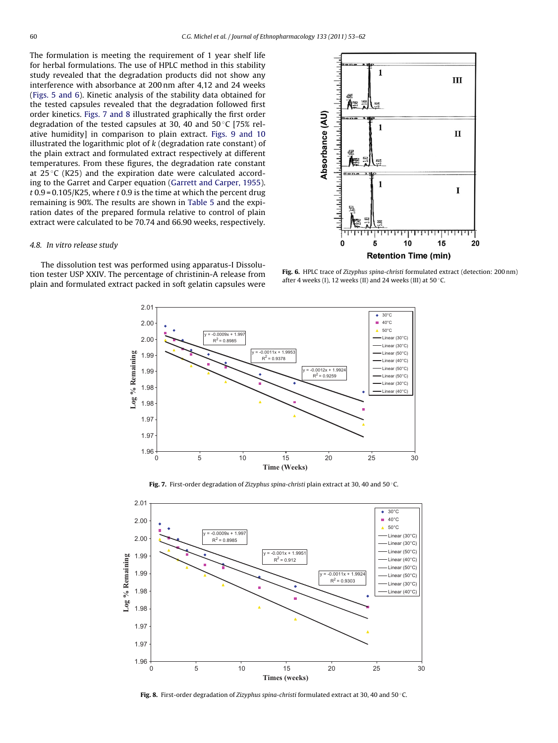The formulation is meeting the requirement of 1 year shelf life for herbal formulations. The use of HPLC method in this stability study revealed that the degradation products did not show any interference with absorbance at 200 nm after 4,12 and 24 weeks (Figs. 5 and 6). Kinetic analysis of the stability data obtained for the tested capsules revealed that the degradation followed first order kinetics. Figs. 7 and 8 illustrated graphically the first order degradation of the tested capsules at 30, 40 and 50 °C [75% relative humidity] in comparison to plain extract. Figs. 9 and 10 illustrated the logarithmic plot of *k* (degradation rate constant) of the plain extract and formulated extract respectively at different temperatures. From these figures, the degradation rate constant at 25 °C (K25) and the expiration date were calculated according to the Garret and Carper equation (Garrett and Carper, 1955). $t_{0.9} = 0.105/K25$, where $t_{0.9}$ is the time at which the percent drug remaining is 90%. The results are shown in Table 5 and the expiration dates of the prepared formula relative to control of plain extract were calculated to be 70.74 and 66.90 weeks, respectively.

### 4.8. In vitro release study

The dissolution test was performed using apparatus-I Dissolution tester USP XXIV. The percentage of christinin-A release from plain and formulated extract packed in soft gelatin capsules were

**Fig. 6.** HPLC trace of *Zizyphus spina-christi* formulated extract (detection: 200 nm) after 4 weeks (I), 12 weeks (II) and 24 weeks (III) at 50 °C.

**Fig. 7.** First-order degradation of *Zizyphus spina-christi* plain extract at 30, 40 and 50 °C.

**Fig. 8.** First-order degradation of *Zizyphus spina-christi* formulated extract at 30, 40 and 50 °C.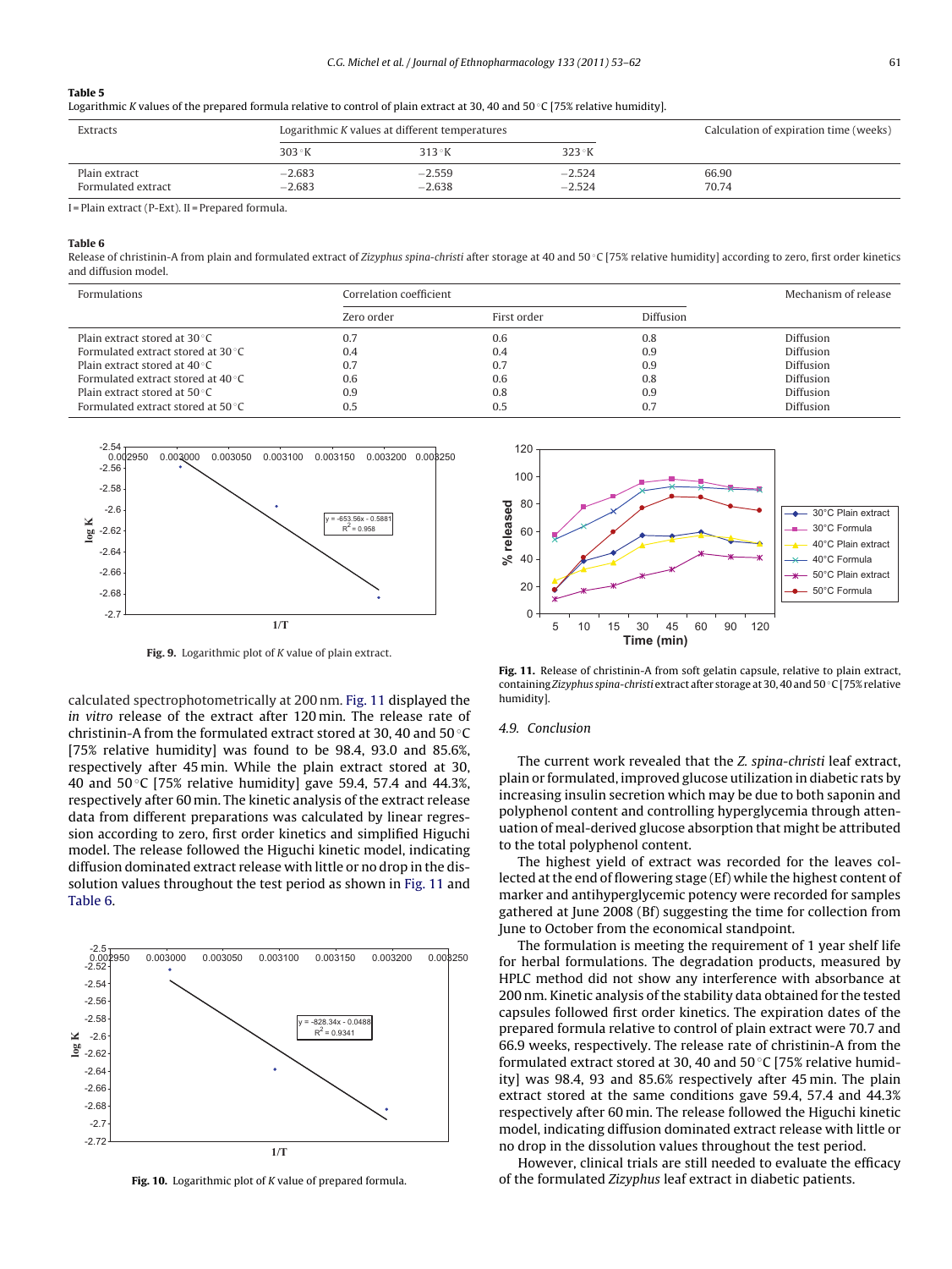**Table 5**
Logarithmic *K* values of the prepared formula relative to control of plain extract at 30, 40 and 50 °C [75% relative humidity].

| Extracts | Logarithmic *K* values at different temperatures | | | Calculation of expiration time (weeks) |
|---|---|---|---|---|
| | 303 °K | 313 °K | 323 °K | |
| Plain extract | −2.683 | −2.559 | −2.524 | 66.90 |
| Formulated extract | −2.683 | −2.638 | −2.524 | 70.74 |

I = Plain extract (P-Ext). II = Prepared formula.

**Table 6**
Release of christinin-A from plain and formulated extract of *Zizyphus spina-christi* after storage at 40 and 50 °C [75% relative humidity] according to zero, first order kinetics and diffusion model.

| Formulations | Correlation coefficient | | | Mechanism of release |
|---|---|---|---|---|
| | Zero order | First order | Diffusion | |
| Plain extract stored at 30 °C | 0.7 | 0.6 | 0.8 | Diffusion |
| Formulated extract stored at 30 °C | 0.4 | 0.4 | 0.9 | Diffusion |
| Plain extract stored at 40 °C | 0.7 | 0.7 | 0.9 | Diffusion |
| Formulated extract stored at 40 °C | 0.6 | 0.6 | 0.8 | Diffusion |
| Plain extract stored at 50 °C | 0.9 | 0.8 | 0.9 | Diffusion |
| Formulated extract stored at 50 °C | 0.5 | 0.5 | 0.7 | Diffusion |

**Fig. 9.** Logarithmic plot of *K* value of plain extract.

calculated spectrophotometrically at 200 nm. Fig. 11 displayed the *in vitro* release of the extract after 120 min. The release rate of christinin-A from the formulated extract stored at 30, 40 and 50 °C [75% relative humidity] was found to be 98.4, 93.0 and 85.6%, respectively after 45 min. While the plain extract stored at 30, 40 and 50 °C [75% relative humidity] gave 59.4, 57.4 and 44.3%, respectively after 60 min. The kinetic analysis of the extract release data from different preparations was calculated by linear regression according to zero, first order kinetics and simplified Higuchi model. The release followed the Higuchi kinetic model, indicating diffusion dominated extract release with little or no drop in the dissolution values throughout the test period as shown in Fig. 11 and Table 6.

**Fig. 10.** Logarithmic plot of *K* value of prepared formula.

**Fig. 11.** Release of christinin-A from soft gelatin capsule, relative to plain extract, containing *Zizyphus spina-christi* extract after storage at 30, 40 and 50 °C [75% relative humidity].

### 4.9. Conclusion

The current work revealed that the *Z. spina-christi* leaf extract, plain or formulated, improved glucose utilization in diabetic rats by increasing insulin secretion which may be due to both saponin and polyphenol content and controlling hyperglycemia through attenuation of meal-derived glucose absorption that might be attributed to the total polyphenol content.

The highest yield of extract was recorded for the leaves collected at the end of flowering stage (Ef) while the highest content of marker and antihyperglycemic potency were recorded for samples gathered at June 2008 (Bf) suggesting the time for collection from June to October from the economical standpoint.

The formulation is meeting the requirement of 1 year shelf life for herbal formulations. The degradation products, measured by HPLC method did not show any interference with absorbance at 200 nm. Kinetic analysis of the stability data obtained for the tested capsules followed first order kinetics. The expiration dates of the prepared formula relative to control of plain extract were 70.7 and 66.9 weeks, respectively. The release rate of christinin-A from the formulated extract stored at 30, 40 and 50 °C [75% relative humidity] was 98.4, 93 and 85.6% respectively after 45 min. The plain extract stored at the same conditions gave 59.4, 57.4 and 44.3% respectively after 60 min. The release followed the Higuchi kinetic model, indicating diffusion dominated extract release with little or no drop in the dissolution values throughout the test period.

However, clinical trials are still needed to evaluate the efficacy of the formulated *Zizyphus* leaf extract in diabetic patients.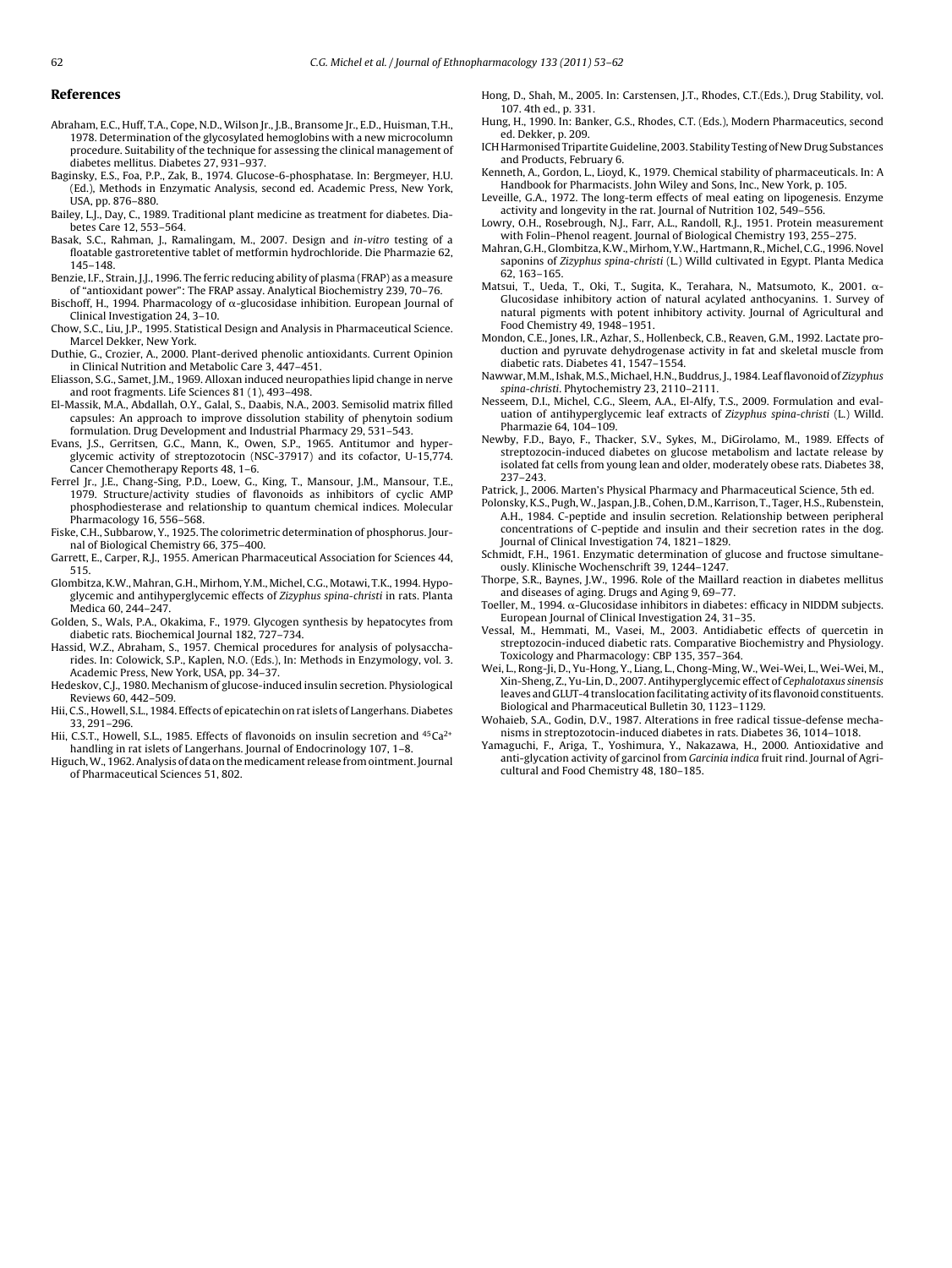## References

Abraham, E.C., Huff, T.A., Cope, N.D., Wilson Jr., J.B., Bransome Jr., E.D., Huisman, T.H., 1978. Determination of the glycosylated hemoglobins with a new microcolumn procedure. Suitability of the technique for assessing the clinical management of diabetes mellitus. Diabetes 27, 931–937.

Baginsky, E.S., Foa, P.P., Zak, B., 1974. Glucose-6-phosphatase. In: Bergmeyer, H.U. (Ed.), Methods in Enzymatic Analysis, second ed. Academic Press, New York, USA, pp. 876–880.

Bailey, L.J., Day, C., 1989. Traditional plant medicine as treatment for diabetes. Diabetes Care 12, 553–564.

Basak, S.C., Rahman, J., Ramalingam, M., 2007. Design and *in-vitro* testing of a floatable gastroretentive tablet of metformin hydrochloride. Die Pharmazie 62, 145–148.

Benzie, I.F., Strain, J.J., 1996. The ferric reducing ability of plasma (FRAP) as a measure of "antioxidant power": The FRAP assay. Analytical Biochemistry 239, 70–76.

Bischoff, H., 1994. Pharmacology of α-glucosidase inhibition. European Journal of Clinical Investigation 24, 3–10.

Chow, S.C., Liu, J.P., 1995. Statistical Design and Analysis in Pharmaceutical Science. Marcel Dekker, New York.

Duthie, G., Crozier, A., 2000. Plant-derived phenolic antioxidants. Current Opinion in Clinical Nutrition and Metabolic Care 3, 447–451.

Eliasson, S.G., Samet, J.M., 1969. Alloxan induced neuropathies lipid change in nerve and root fragments. Life Sciences 81 (1), 493–498.

El-Massik, M.A., Abdallah, O.Y., Galal, S., Daabis, N.A., 2003. Semisolid matrix filled capsules: An approach to improve dissolution stability of phenytoin sodium formulation. Drug Development and Industrial Pharmacy 29, 531–543.

Evans, J.S., Gerritsen, G.C., Mann, K., Owen, S.P., 1965. Antitumor and hyperglycemic activity of streptozotocin (NSC-37917) and its cofactor, U-15,774. Cancer Chemotherapy Reports 48, 1–6.

Ferrel Jr., J.E., Chang-Sing, P.D., Loew, G., King, T., Mansour, J.M., Mansour, T.E., 1979. Structure/activity studies of flavonoids as inhibitors of cyclic AMP phosphodiesterase and relationship to quantum chemical indices. Molecular Pharmacology 16, 556–568.

Fiske, C.H., Subbarow, Y., 1925. The colorimetric determination of phosphorus. Journal of Biological Chemistry 66, 375–400.

Garrett, E., Carper, R.J., 1955. American Pharmaceutical Association for Sciences 44, 515.

Glombitza, K.W., Mahran, G.H., Mirhom, Y.M., Michel, C.G., Motawi, T.K., 1994. Hypoglycemic and antihyperglycemic effects of *Zizyphus spina-christi* in rats. Planta Medica 60, 244–247.

Golden, S., Wals, P.A., Okakima, F., 1979. Glycogen synthesis by hepatocytes from diabetic rats. Biochemical Journal 182, 727–734.

Hassid, W.Z., Abraham, S., 1957. Chemical procedures for analysis of polysaccharides. In: Colowick, S.P., Kaplen, N.O. (Eds.), In: Methods in Enzymology, vol. 3. Academic Press, New York, USA, pp. 34–37.

Hedeskov, C.J., 1980. Mechanism of glucose-induced insulin secretion. Physiological Reviews 60, 442–509.

Hii, C.S., Howell, S.L., 1984. Effects of epicatechin on rat islets of Langerhans. Diabetes 33, 291–296.

Hii, C.S.T., Howell, S.L., 1985. Effects of flavonoids on insulin secretion and $^{45}Ca^{2+}$ handling in rat islets of Langerhans. Journal of Endocrinology 107, 1–8.

Higuch, W., 1962. Analysis of data on the medicament release from ointment. Journal of Pharmaceutical Sciences 51, 802.

Hong, D., Shah, M., 2005. In: Carstensen, J.T., Rhodes, C.T.(Eds.), Drug Stability, vol. 107. 4th ed., p. 331.

Hung, H., 1990. In: Banker, G.S., Rhodes, C.T. (Eds.), Modern Pharmaceutics, second ed. Dekker, p. 209.

ICH Harmonised Tripartite Guideline, 2003. Stability Testing of New Drug Substances and Products, February 6.

Kenneth, A., Gordon, L., Lioyd, K., 1979. Chemical stability of pharmaceuticals. In: A Handbook for Pharmacists. John Wiley and Sons, Inc., New York, p. 105.

Leveille, G.A., 1972. The long-term effects of meal eating on lipogenesis. Enzyme activity and longevity in the rat. Journal of Nutrition 102, 549–556.

Lowry, O.H., Rosebrough, N.J., Farr, A.L., Randoll, R.J., 1951. Protein measurement with Folin–Phenol reagent. Journal of Biological Chemistry 193, 255–275.

Mahran, G.H., Glombitza, K.W., Mirhom, Y.W., Hartmann, R., Michel, C.G., 1996. Novel saponins of *Zizyphus spina-christi* (L.) Willd cultivated in Egypt. Planta Medica 62, 163–165.

Matsui, T., Ueda, T., Oki, T., Sugita, K., Terahara, N., Matsumoto, K., 2001. α-Glucosidase inhibitory action of natural acylated anthocyanins. 1. Survey of natural pigments with potent inhibitory activity. Journal of Agricultural and Food Chemistry 49, 1948–1951.

Mondon, C.E., Jones, I.R., Azhar, S., Hollenbeck, C.B., Reaven, G.M., 1992. Lactate production and pyruvate dehydrogenase activity in fat and skeletal muscle from diabetic rats. Diabetes 41, 1547–1554.

Nawwar, M.M., Ishak, M.S., Michael, H.N., Buddrus, J., 1984. Leaf flavonoid of *Zizyphus spina-christi*. Phytochemistry 23, 2110–2111.

Nesseem, D.I., Michel, C.G., Sleem, A.A., El-Alfy, T.S., 2009. Formulation and evaluation of antihyperglycemic leaf extracts of *Zizyphus spina-christi* (L.) Willd. Pharmazie 64, 104–109.

Newby, F.D., Bayo, F., Thacker, S.V., Sykes, M., DiGirolamo, M., 1989. Effects of streptozocin-induced diabetes on glucose metabolism and lactate release by isolated fat cells from young lean and older, moderately obese rats. Diabetes 38, 237–243.

Patrick, J., 2006. Marten's Physical Pharmacy and Pharmaceutical Science, 5th ed.

Polonsky, K.S., Pugh, W., Jaspan, J.B., Cohen, D.M., Karrison, T., Tager, H.S., Rubenstein, A.H., 1984. C-peptide and insulin secretion. Relationship between peripheral concentrations of C-peptide and insulin and their secretion rates in the dog. Journal of Clinical Investigation 74, 1821–1829.

Schmidt, F.H., 1961. Enzymatic determination of glucose and fructose simultaneously. Klinische Wochenschrift 39, 1244–1247.

Thorpe, S.R., Baynes, J.W., 1996. Role of the Maillard reaction in diabetes mellitus and diseases of aging. Drugs and Aging 9, 69–77.

Toeller, M., 1994. α-Glucosidase inhibitors in diabetes: efficacy in NIDDM subjects. European Journal of Clinical Investigation 24, 31–35.

Vessal, M., Hemmati, M., Vasei, M., 2003. Antidiabetic effects of quercetin in streptozocin-induced diabetic rats. Comparative Biochemistry and Physiology. Toxicology and Pharmacology: CBP 135, 357–364.

Wei, L., Rong-Ji, D., Yu-Hong, Y., Liang, L., Chong-Ming, W., Wei-Wei, L., Wei-Wei, M., Xin-Sheng, Z., Yu-Lin, D., 2007. Antihyperglycemic effect of *Cephalotaxus sinensis* leaves and GLUT-4 translocation facilitating activity of its flavonoid constituents. Biological and Pharmaceutical Bulletin 30, 1123–1129.

Wohaieb, S.A., Godin, D.V., 1987. Alterations in free radical tissue-defense mechanisms in streptozotocin-induced diabetes in rats. Diabetes 36, 1014–1018.

Yamaguchi, F., Ariga, T., Yoshimura, Y., Nakazawa, H., 2000. Antioxidative and anti-glycation activity of garcinol from *Garcinia indica* fruit rind. Journal of Agricultural and Food Chemistry 48, 180–185.